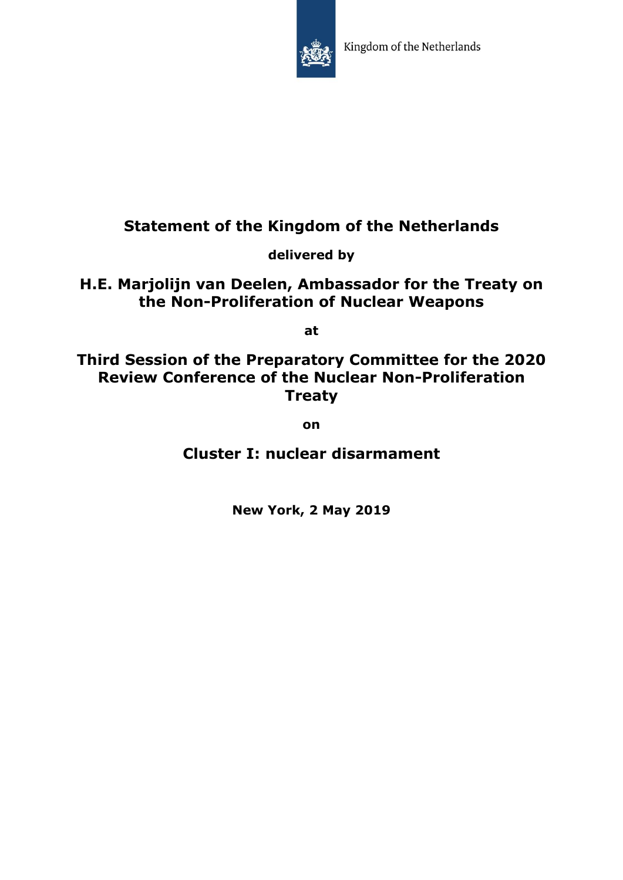Kingdom of the Netherlands

# Statement of the Kingdom of the Netherlands

**delivered by**

## H.E. Marjolijn van Deelen, Ambassador for the Treaty on the Non-Proliferation of Nuclear Weapons

**at**

## Third Session of the Preparatory Committee for the 2020 Review Conference of the Nuclear Non-Proliferation Treaty

**on**

## Cluster I: nuclear disarmament

**New York, 2 May 2019**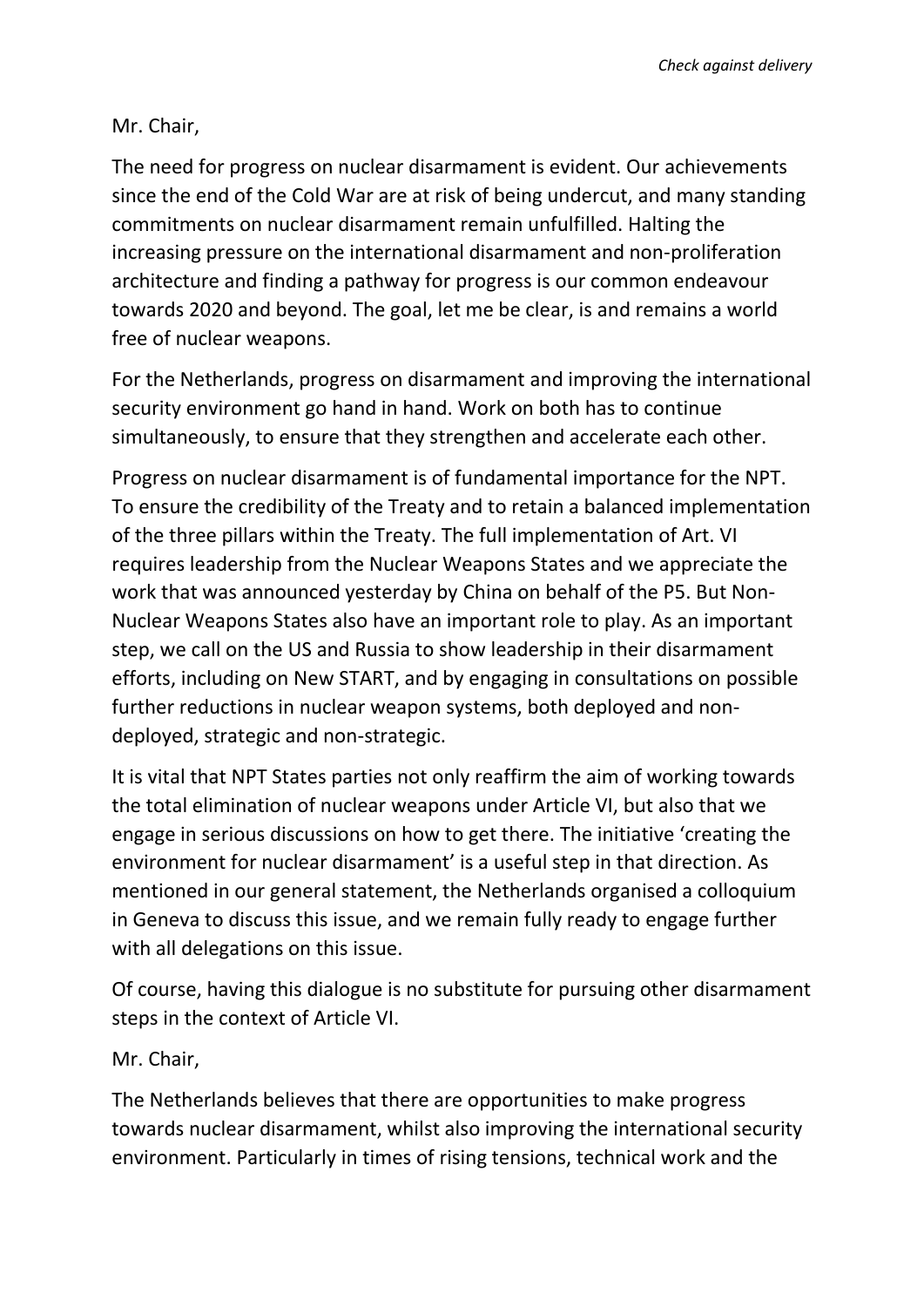*Check against delivery*

Mr. Chair,

The need for progress on nuclear disarmament is evident. Our achievements since the end of the Cold War are at risk of being undercut, and many standing commitments on nuclear disarmament remain unfulfilled. Halting the increasing pressure on the international disarmament and non-proliferation architecture and finding a pathway for progress is our common endeavour towards 2020 and beyond. The goal, let me be clear, is and remains a world free of nuclear weapons.

For the Netherlands, progress on disarmament and improving the international security environment go hand in hand. Work on both has to continue simultaneously, to ensure that they strengthen and accelerate each other.

Progress on nuclear disarmament is of fundamental importance for the NPT. To ensure the credibility of the Treaty and to retain a balanced implementation of the three pillars within the Treaty. The full implementation of Art. VI requires leadership from the Nuclear Weapons States and we appreciate the work that was announced yesterday by China on behalf of the P5. But Non-Nuclear Weapons States also have an important role to play. As an important step, we call on the US and Russia to show leadership in their disarmament efforts, including on New START, and by engaging in consultations on possible further reductions in nuclear weapon systems, both deployed and non-deployed, strategic and non-strategic.

It is vital that NPT States parties not only reaffirm the aim of working towards the total elimination of nuclear weapons under Article VI, but also that we engage in serious discussions on how to get there. The initiative 'creating the environment for nuclear disarmament' is a useful step in that direction. As mentioned in our general statement, the Netherlands organised a colloquium in Geneva to discuss this issue, and we remain fully ready to engage further with all delegations on this issue.

Of course, having this dialogue is no substitute for pursuing other disarmament steps in the context of Article VI.

Mr. Chair,

The Netherlands believes that there are opportunities to make progress towards nuclear disarmament, whilst also improving the international security environment. Particularly in times of rising tensions, technical work and the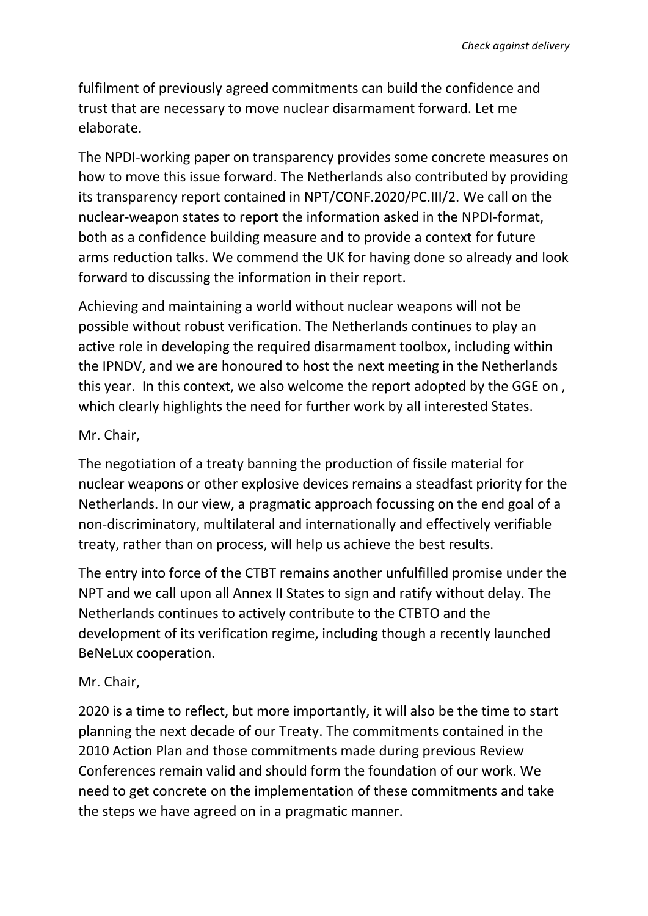fulfilment of previously agreed commitments can build the confidence and trust that are necessary to move nuclear disarmament forward. Let me elaborate.

The NPDI-working paper on transparency provides some concrete measures on how to move this issue forward. The Netherlands also contributed by providing its transparency report contained in NPT/CONF.2020/PC.III/2. We call on the nuclear-weapon states to report the information asked in the NPDI-format, both as a confidence building measure and to provide a context for future arms reduction talks. We commend the UK for having done so already and look forward to discussing the information in their report.

Achieving and maintaining a world without nuclear weapons will not be possible without robust verification. The Netherlands continues to play an active role in developing the required disarmament toolbox, including within the IPNDV, and we are honoured to host the next meeting in the Netherlands this year. In this context, we also welcome the report adopted by the GGE on , which clearly highlights the need for further work by all interested States.

Mr. Chair,

The negotiation of a treaty banning the production of fissile material for nuclear weapons or other explosive devices remains a steadfast priority for the Netherlands. In our view, a pragmatic approach focussing on the end goal of a non-discriminatory, multilateral and internationally and effectively verifiable treaty, rather than on process, will help us achieve the best results.

The entry into force of the CTBT remains another unfulfilled promise under the NPT and we call upon all Annex II States to sign and ratify without delay. The Netherlands continues to actively contribute to the CTBTO and the development of its verification regime, including though a recently launched BeNeLux cooperation.

Mr. Chair,

2020 is a time to reflect, but more importantly, it will also be the time to start planning the next decade of our Treaty. The commitments contained in the 2010 Action Plan and those commitments made during previous Review Conferences remain valid and should form the foundation of our work. We need to get concrete on the implementation of these commitments and take the steps we have agreed on in a pragmatic manner.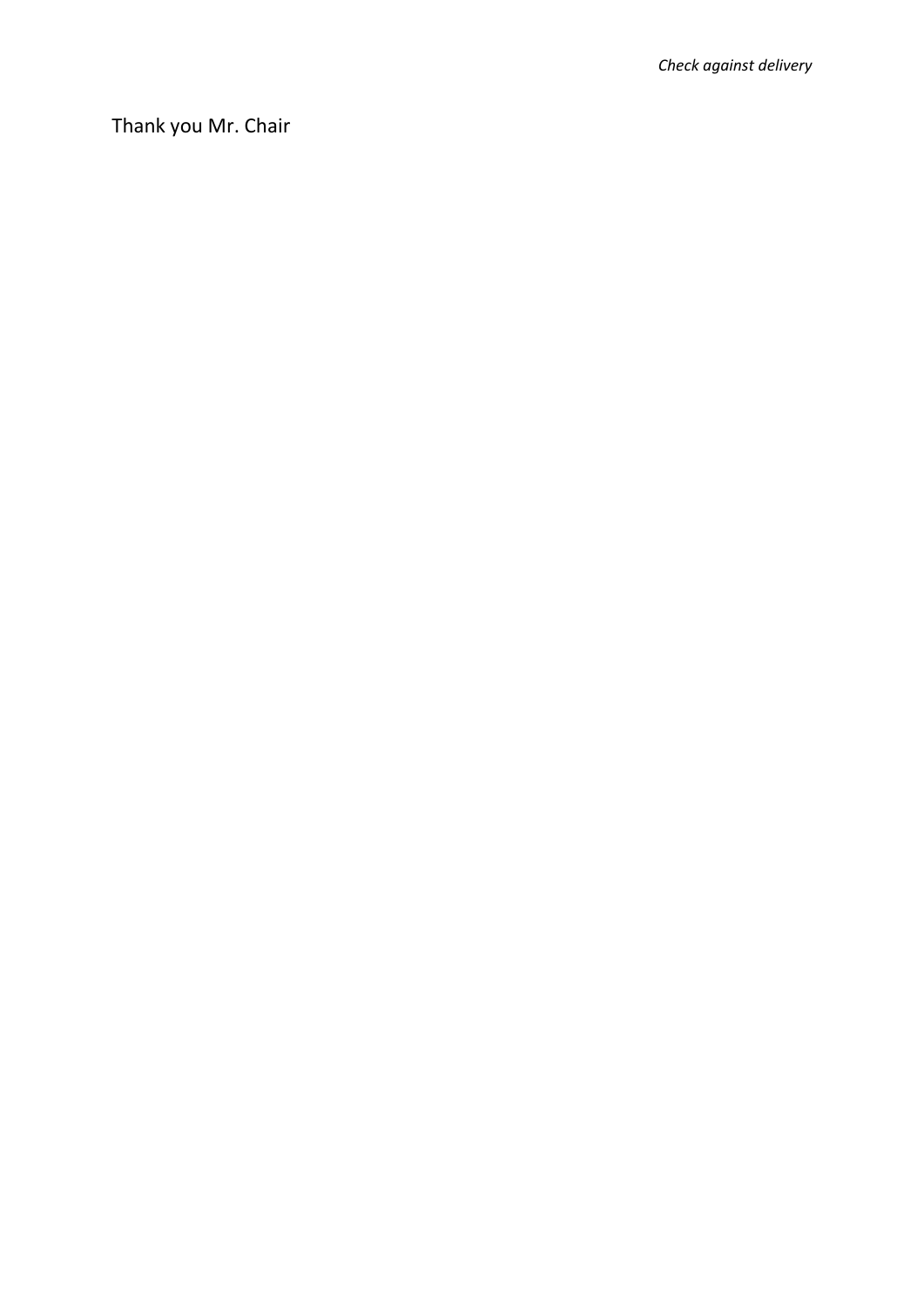Thank you Mr. Chair